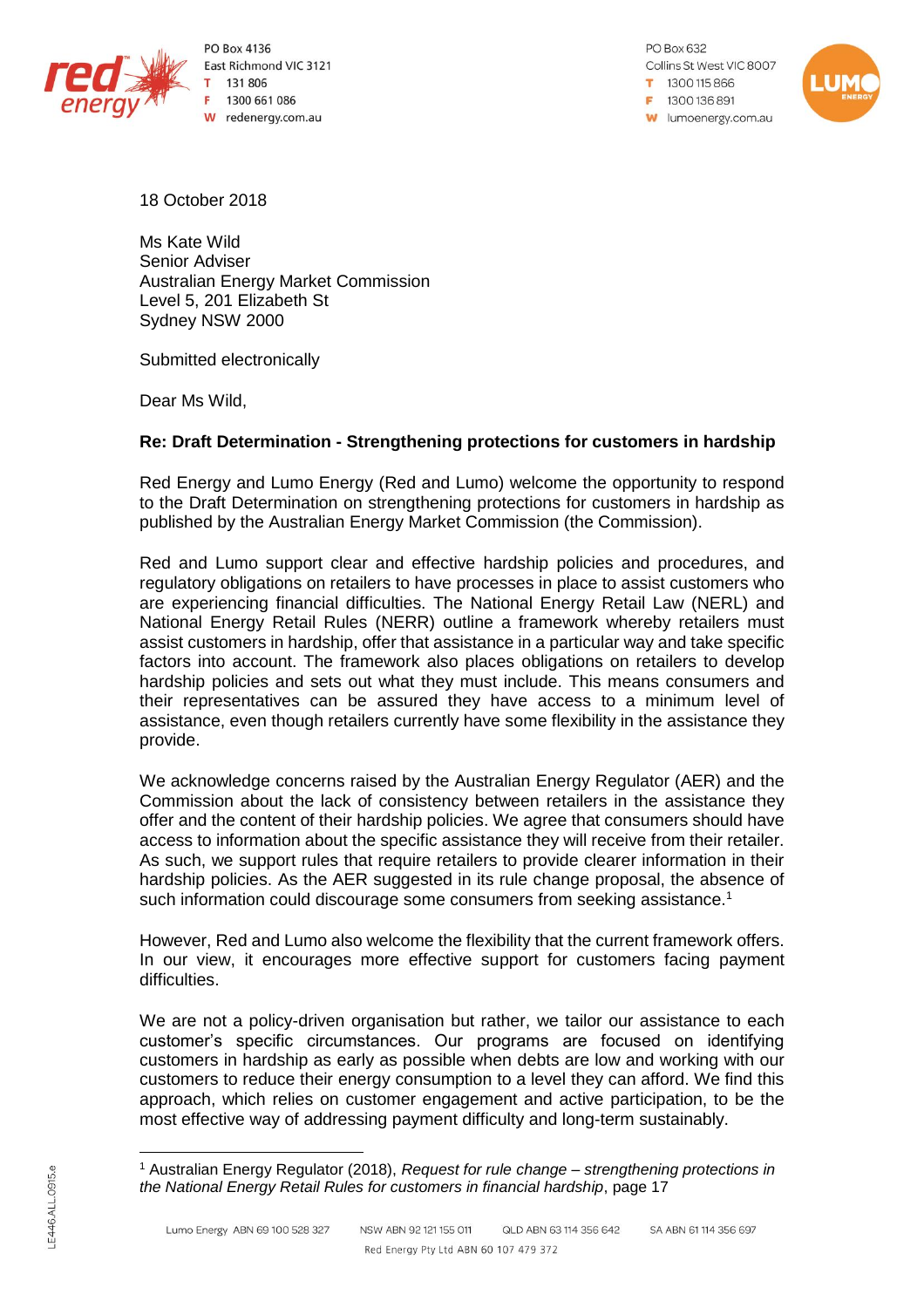PO Box 4136
East Richmond VIC 3121
T 131 806
F 1300 661 086
W redenergy.com.au

PO Box 632
Collins St West VIC 8007
T 1300 115 866
F 1300 136 891
W lumoenergy.com.au

18 October 2018

Ms Kate Wild
Senior Adviser
Australian Energy Market Commission
Level 5, 201 Elizabeth St
Sydney NSW 2000

Submitted electronically

Dear Ms Wild,

**Re: Draft Determination - Strengthening protections for customers in hardship**

Red Energy and Lumo Energy (Red and Lumo) welcome the opportunity to respond to the Draft Determination on strengthening protections for customers in hardship as published by the Australian Energy Market Commission (the Commission).

Red and Lumo support clear and effective hardship policies and procedures, and regulatory obligations on retailers to have processes in place to assist customers who are experiencing financial difficulties. The National Energy Retail Law (NERL) and National Energy Retail Rules (NERR) outline a framework whereby retailers must assist customers in hardship, offer that assistance in a particular way and take specific factors into account. The framework also places obligations on retailers to develop hardship policies and sets out what they must include. This means consumers and their representatives can be assured they have access to a minimum level of assistance, even though retailers currently have some flexibility in the assistance they provide.

We acknowledge concerns raised by the Australian Energy Regulator (AER) and the Commission about the lack of consistency between retailers in the assistance they offer and the content of their hardship policies. We agree that consumers should have access to information about the specific assistance they will receive from their retailer. As such, we support rules that require retailers to provide clearer information in their hardship policies. As the AER suggested in its rule change proposal, the absence of such information could discourage some consumers from seeking assistance.[1]

However, Red and Lumo also welcome the flexibility that the current framework offers. In our view, it encourages more effective support for customers facing payment difficulties.

We are not a policy-driven organisation but rather, we tailor our assistance to each customer's specific circumstances. Our programs are focused on identifying customers in hardship as early as possible when debts are low and working with our customers to reduce their energy consumption to a level they can afford. We find this approach, which relies on customer engagement and active participation, to be the most effective way of addressing payment difficulty and long-term sustainably.

[1] Australian Energy Regulator (2018), *Request for rule change – strengthening protections in the National Energy Retail Rules for customers in financial hardship*, page 17

Lumo Energy ABN 69 100 528 327 NSW ABN 92 121 155 011 QLD ABN 63 114 356 642 SA ABN 61 114 356 697
Red Energy Pty Ltd ABN 60 107 479 372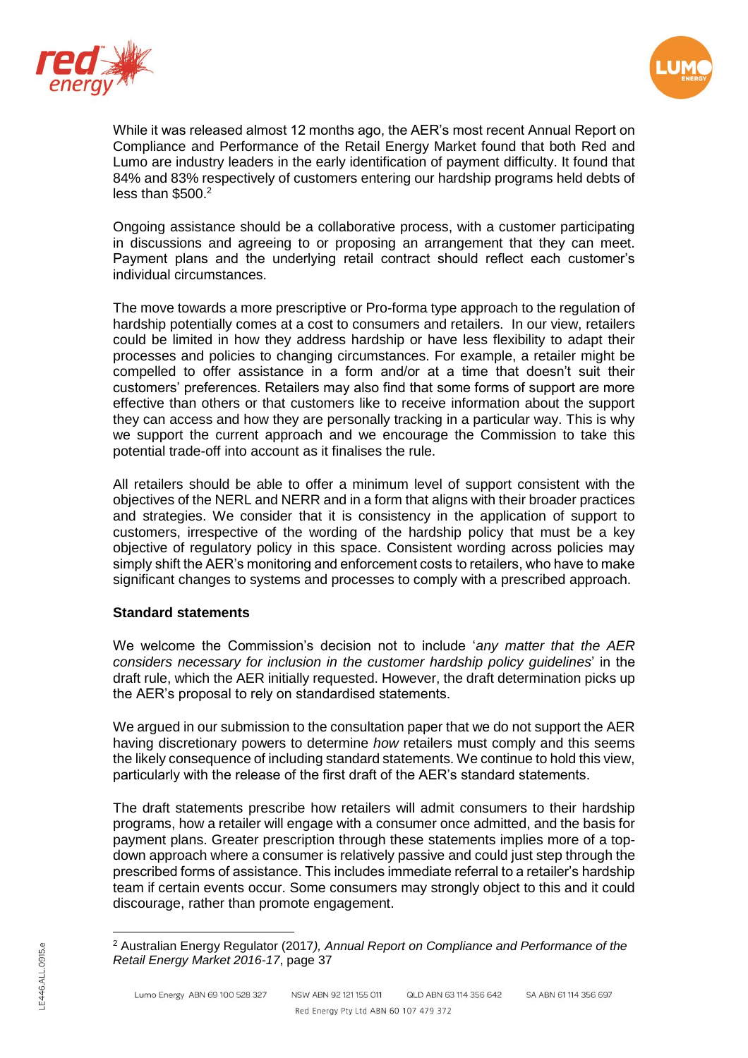While it was released almost 12 months ago, the AER's most recent Annual Report on Compliance and Performance of the Retail Energy Market found that both Red and Lumo are industry leaders in the early identification of payment difficulty. It found that 84% and 83% respectively of customers entering our hardship programs held debts of less than $500.[2]

Ongoing assistance should be a collaborative process, with a customer participating in discussions and agreeing to or proposing an arrangement that they can meet. Payment plans and the underlying retail contract should reflect each customer's individual circumstances.

The move towards a more prescriptive or Pro-forma type approach to the regulation of hardship potentially comes at a cost to consumers and retailers. In our view, retailers could be limited in how they address hardship or have less flexibility to adapt their processes and policies to changing circumstances. For example, a retailer might be compelled to offer assistance in a form and/or at a time that doesn't suit their customers' preferences. Retailers may also find that some forms of support are more effective than others or that customers like to receive information about the support they can access and how they are personally tracking in a particular way. This is why we support the current approach and we encourage the Commission to take this potential trade-off into account as it finalises the rule.

All retailers should be able to offer a minimum level of support consistent with the objectives of the NERL and NERR and in a form that aligns with their broader practices and strategies. We consider that it is consistency in the application of support to customers, irrespective of the wording of the hardship policy that must be a key objective of regulatory policy in this space. Consistent wording across policies may simply shift the AER's monitoring and enforcement costs to retailers, who have to make significant changes to systems and processes to comply with a prescribed approach.

**Standard statements**

We welcome the Commission's decision not to include '*any matter that the AER considers necessary for inclusion in the customer hardship policy guidelines*' in the draft rule, which the AER initially requested. However, the draft determination picks up the AER's proposal to rely on standardised statements.

We argued in our submission to the consultation paper that we do not support the AER having discretionary powers to determine *how* retailers must comply and this seems the likely consequence of including standard statements. We continue to hold this view, particularly with the release of the first draft of the AER's standard statements.

The draft statements prescribe how retailers will admit consumers to their hardship programs, how a retailer will engage with a consumer once admitted, and the basis for payment plans. Greater prescription through these statements implies more of a top-down approach where a consumer is relatively passive and could just step through the prescribed forms of assistance. This includes immediate referral to a retailer's hardship team if certain events occur. Some consumers may strongly object to this and it could discourage, rather than promote engagement.

[2] Australian Energy Regulator (2017*), Annual Report on Compliance and Performance of the Retail Energy Market 2016-17*, page 37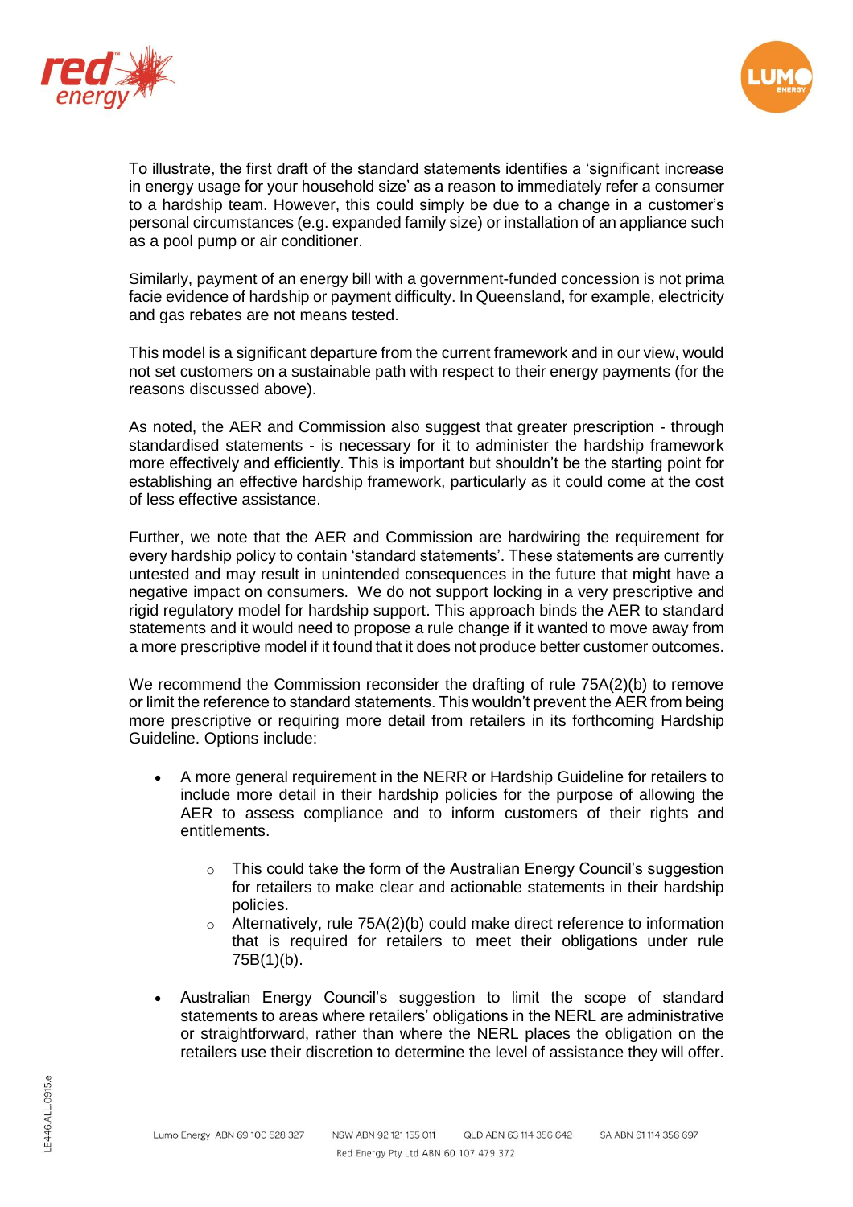To illustrate, the first draft of the standard statements identifies a 'significant increase in energy usage for your household size' as a reason to immediately refer a consumer to a hardship team. However, this could simply be due to a change in a customer's personal circumstances (e.g. expanded family size) or installation of an appliance such as a pool pump or air conditioner.

Similarly, payment of an energy bill with a government-funded concession is not prima facie evidence of hardship or payment difficulty. In Queensland, for example, electricity and gas rebates are not means tested.

This model is a significant departure from the current framework and in our view, would not set customers on a sustainable path with respect to their energy payments (for the reasons discussed above).

As noted, the AER and Commission also suggest that greater prescription - through standardised statements - is necessary for it to administer the hardship framework more effectively and efficiently. This is important but shouldn't be the starting point for establishing an effective hardship framework, particularly as it could come at the cost of less effective assistance.

Further, we note that the AER and Commission are hardwiring the requirement for every hardship policy to contain 'standard statements'. These statements are currently untested and may result in unintended consequences in the future that might have a negative impact on consumers. We do not support locking in a very prescriptive and rigid regulatory model for hardship support. This approach binds the AER to standard statements and it would need to propose a rule change if it wanted to move away from a more prescriptive model if it found that it does not produce better customer outcomes.

We recommend the Commission reconsider the drafting of rule 75A(2)(b) to remove or limit the reference to standard statements. This wouldn't prevent the AER from being more prescriptive or requiring more detail from retailers in its forthcoming Hardship Guideline. Options include:

- A more general requirement in the NERR or Hardship Guideline for retailers to include more detail in their hardship policies for the purpose of allowing the AER to assess compliance and to inform customers of their rights and entitlements.
  - This could take the form of the Australian Energy Council's suggestion for retailers to make clear and actionable statements in their hardship policies.
  - Alternatively, rule 75A(2)(b) could make direct reference to information that is required for retailers to meet their obligations under rule 75B(1)(b).
- Australian Energy Council's suggestion to limit the scope of standard statements to areas where retailers' obligations in the NERL are administrative or straightforward, rather than where the NERL places the obligation on the retailers use their discretion to determine the level of assistance they will offer.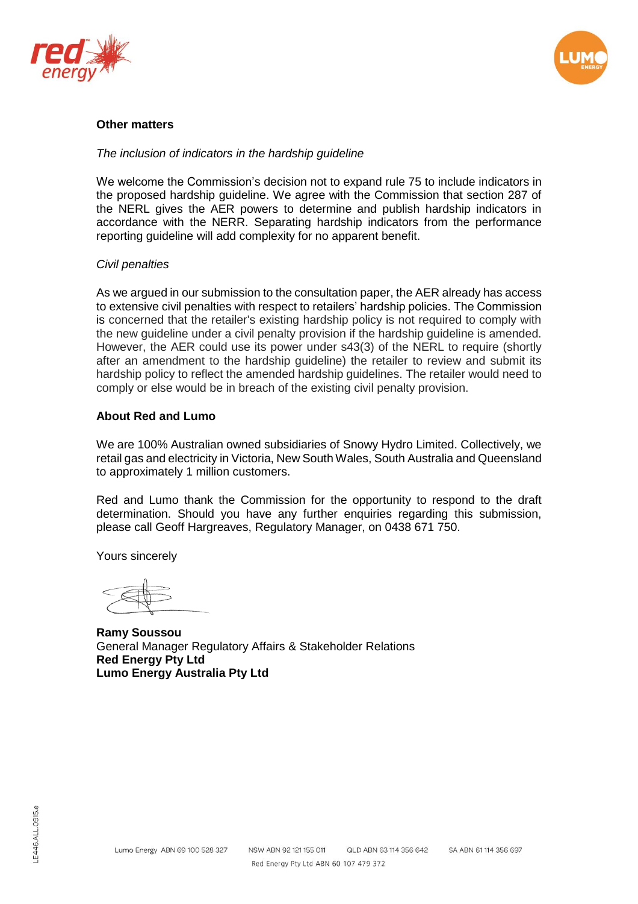**Other matters**

*The inclusion of indicators in the hardship guideline*

We welcome the Commission's decision not to expand rule 75 to include indicators in the proposed hardship guideline. We agree with the Commission that section 287 of the NERL gives the AER powers to determine and publish hardship indicators in accordance with the NERR. Separating hardship indicators from the performance reporting guideline will add complexity for no apparent benefit.

*Civil penalties*

As we argued in our submission to the consultation paper, the AER already has access to extensive civil penalties with respect to retailers' hardship policies. The Commission is concerned that the retailer's existing hardship policy is not required to comply with the new guideline under a civil penalty provision if the hardship guideline is amended. However, the AER could use its power under s43(3) of the NERL to require (shortly after an amendment to the hardship guideline) the retailer to review and submit its hardship policy to reflect the amended hardship guidelines. The retailer would need to comply or else would be in breach of the existing civil penalty provision.

**About Red and Lumo**

We are 100% Australian owned subsidiaries of Snowy Hydro Limited. Collectively, we retail gas and electricity in Victoria, New South Wales, South Australia and Queensland to approximately 1 million customers.

Red and Lumo thank the Commission for the opportunity to respond to the draft determination. Should you have any further enquiries regarding this submission, please call Geoff Hargreaves, Regulatory Manager, on 0438 671 750.

Yours sincerely

**Ramy Soussou**
General Manager Regulatory Affairs & Stakeholder Relations
**Red Energy Pty Ltd**
**Lumo Energy Australia Pty Ltd**